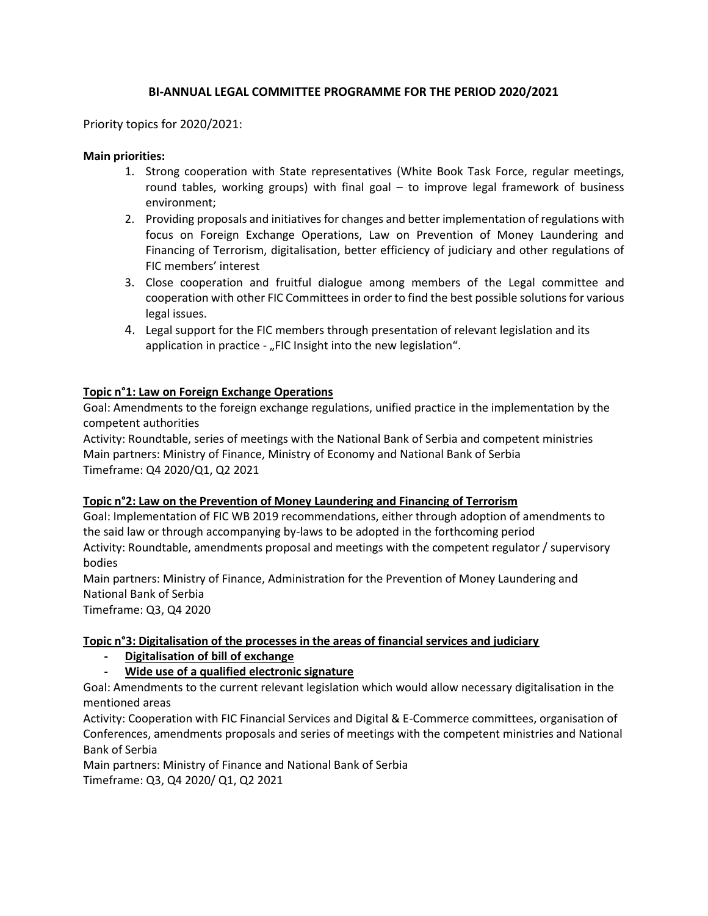# BI-ANNUAL LEGAL COMMITTEE PROGRAMME FOR THE PERIOD 2020/2021

Priority topics for 2020/2021:

**Main priorities:**

1. Strong cooperation with State representatives (White Book Task Force, regular meetings, round tables, working groups) with final goal – to improve legal framework of business environment;
2. Providing proposals and initiatives for changes and better implementation of regulations with focus on Foreign Exchange Operations, Law on Prevention of Money Laundering and Financing of Terrorism, digitalisation, better efficiency of judiciary and other regulations of FIC members' interest
3. Close cooperation and fruitful dialogue among members of the Legal committee and cooperation with other FIC Committees in order to find the best possible solutions for various legal issues.
4. Legal support for the FIC members through presentation of relevant legislation and its application in practice - „FIC Insight into the new legislation".

**Topic n°1: Law on Foreign Exchange Operations**

Goal: Amendments to the foreign exchange regulations, unified practice in the implementation by the competent authorities
Activity: Roundtable, series of meetings with the National Bank of Serbia and competent ministries
Main partners: Ministry of Finance, Ministry of Economy and National Bank of Serbia
Timeframe: Q4 2020/Q1, Q2 2021

**Topic n°2: Law on the Prevention of Money Laundering and Financing of Terrorism**

Goal: Implementation of FIC WB 2019 recommendations, either through adoption of amendments to the said law or through accompanying by-laws to be adopted in the forthcoming period
Activity: Roundtable, amendments proposal and meetings with the competent regulator / supervisory bodies
Main partners: Ministry of Finance, Administration for the Prevention of Money Laundering and National Bank of Serbia
Timeframe: Q3, Q4 2020

**Topic n°3: Digitalisation of the processes in the areas of financial services and judiciary**

- **Digitalisation of bill of exchange**
- **Wide use of a qualified electronic signature**

Goal: Amendments to the current relevant legislation which would allow necessary digitalisation in the mentioned areas
Activity: Cooperation with FIC Financial Services and Digital & E-Commerce committees, organisation of Conferences, amendments proposals and series of meetings with the competent ministries and National Bank of Serbia
Main partners: Ministry of Finance and National Bank of Serbia
Timeframe: Q3, Q4 2020/ Q1, Q2 2021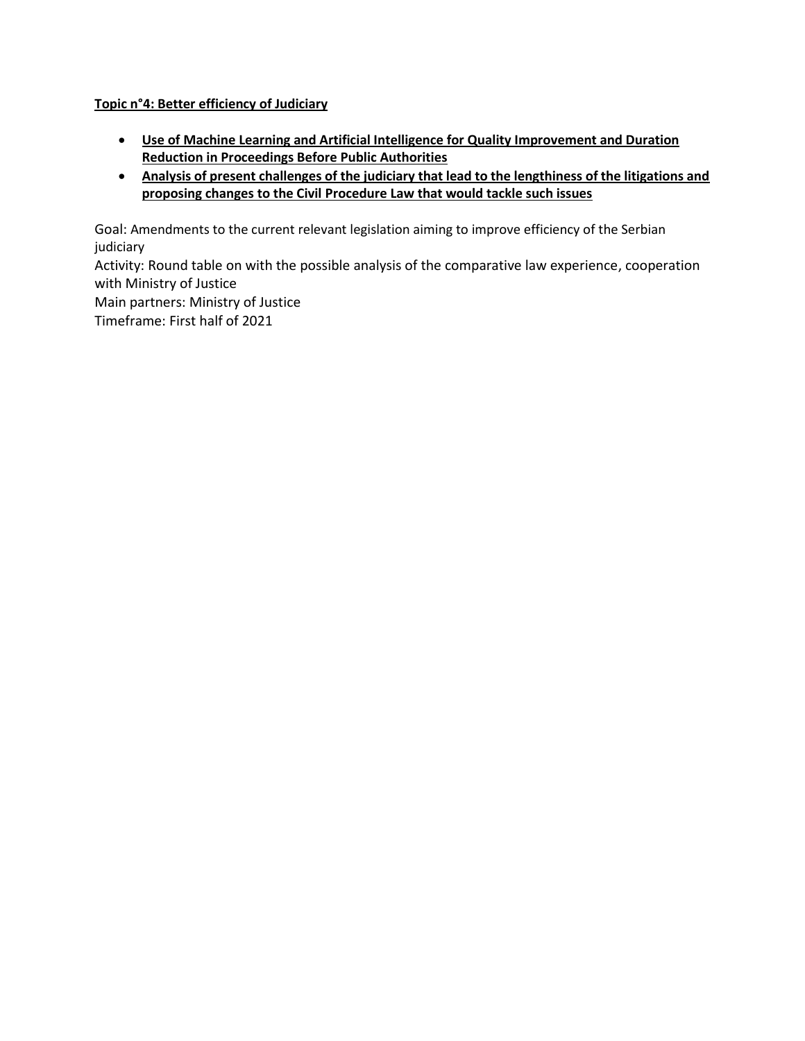**Topic n°4: Better efficiency of Judiciary**

- **Use of Machine Learning and Artificial Intelligence for Quality Improvement and Duration Reduction in Proceedings Before Public Authorities**
- **Analysis of present challenges of the judiciary that lead to the lengthiness of the litigations and proposing changes to the Civil Procedure Law that would tackle such issues**

Goal: Amendments to the current relevant legislation aiming to improve efficiency of the Serbian judiciary
Activity: Round table on with the possible analysis of the comparative law experience, cooperation with Ministry of Justice
Main partners: Ministry of Justice
Timeframe: First half of 2021